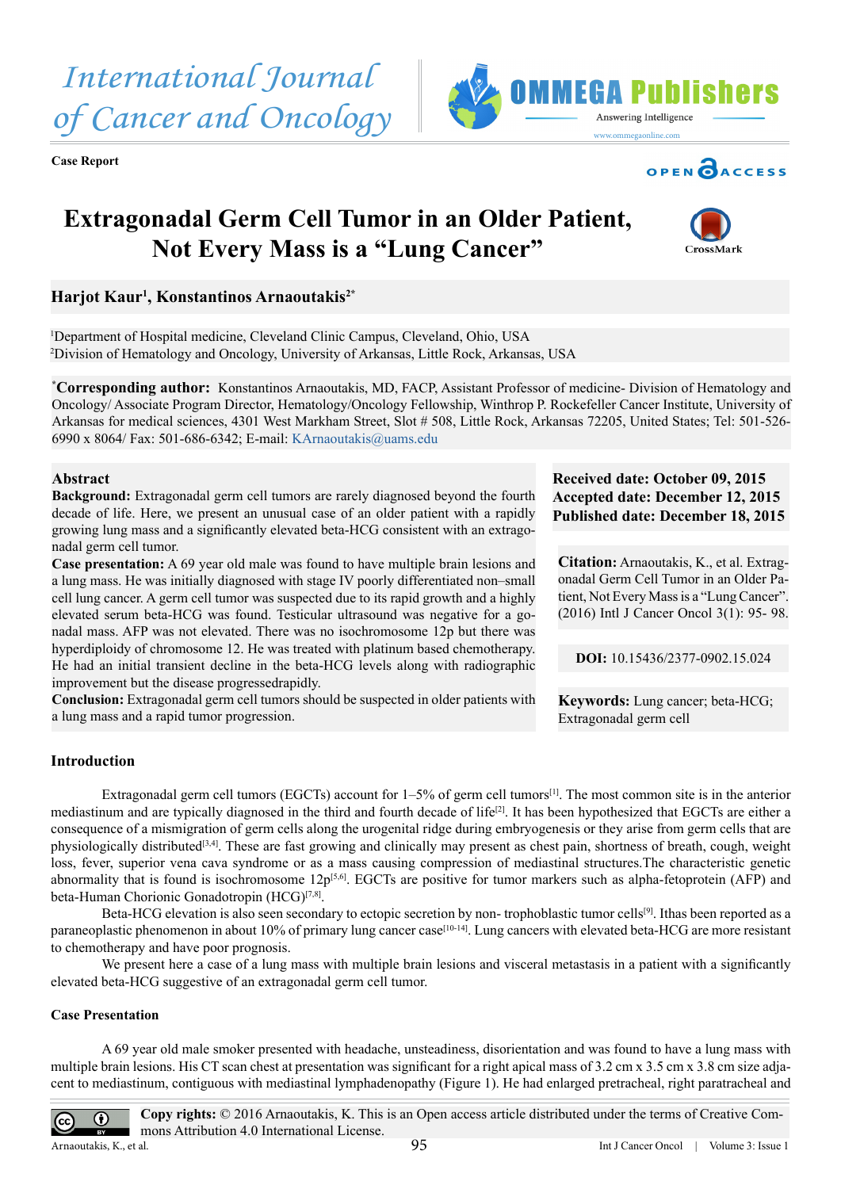International Journal of Cancer and Oncology

**Case Report**

# Extragonadal Germ Cell Tumor in an Older Patient, Not Every Mass is a "Lung Cancer"

**Harjot Kaur[1], Konstantinos Arnaoutakis[2*]**

[1]Department of Hospital medicine, Cleveland Clinic Campus, Cleveland, Ohio, USA
[2]Division of Hematology and Oncology, University of Arkansas, Little Rock, Arkansas, USA

[*]**Corresponding author:** Konstantinos Arnaoutakis, MD, FACP, Assistant Professor of medicine- Division of Hematology and Oncology/ Associate Program Director, Hematology/Oncology Fellowship, Winthrop P. Rockefeller Cancer Institute, University of Arkansas for medical sciences, 4301 West Markham Street, Slot # 508, Little Rock, Arkansas 72205, United States; Tel: 501-526-6990 x 8064/ Fax: 501-686-6342; E-mail: KArnaoutakis@uams.edu

## Abstract

**Background:** Extragonadal germ cell tumors are rarely diagnosed beyond the fourth decade of life. Here, we present an unusual case of an older patient with a rapidly growing lung mass and a significantly elevated beta-HCG consistent with an extragonadal germ cell tumor.

**Case presentation:** A 69 year old male was found to have multiple brain lesions and a lung mass. He was initially diagnosed with stage IV poorly differentiated non–small cell lung cancer. A germ cell tumor was suspected due to its rapid growth and a highly elevated serum beta-HCG was found. Testicular ultrasound was negative for a gonadal mass. AFP was not elevated. There was no isochromosome 12p but there was hyperdiploidy of chromosome 12. He was treated with platinum based chemotherapy. He had an initial transient decline in the beta-HCG levels along with radiographic improvement but the disease progressedrapidly.

**Conclusion:** Extragonadal germ cell tumors should be suspected in older patients with a lung mass and a rapid tumor progression.

**Received date: October 09, 2015**
**Accepted date: December 12, 2015**
**Published date: December 18, 2015**

**Citation:** Arnaoutakis, K., et al. Extragonadal Germ Cell Tumor in an Older Patient, Not Every Mass is a "Lung Cancer". (2016) Intl J Cancer Oncol 3(1): 95- 98.

**DOI:** 10.15436/2377-0902.15.024

**Keywords:** Lung cancer; beta-HCG; Extragonadal germ cell

## Introduction

Extragonadal germ cell tumors (EGCTs) account for 1–5% of germ cell tumors[1]. The most common site is in the anterior mediastinum and are typically diagnosed in the third and fourth decade of life[2]. It has been hypothesized that EGCTs are either a consequence of a mismigration of germ cells along the urogenital ridge during embryogenesis or they arise from germ cells that are physiologically distributed[3,4]. These are fast growing and clinically may present as chest pain, shortness of breath, cough, weight loss, fever, superior vena cava syndrome or as a mass causing compression of mediastinal structures.The characteristic genetic abnormality that is found is isochromosome 12p[5,6]. EGCTs are positive for tumor markers such as alpha-fetoprotein (AFP) and beta-Human Chorionic Gonadotropin (HCG)[7,8].

Beta-HCG elevation is also seen secondary to ectopic secretion by non- trophoblastic tumor cells[9]. Ithas been reported as a paraneoplastic phenomenon in about 10% of primary lung cancer case[10-14]. Lung cancers with elevated beta-HCG are more resistant to chemotherapy and have poor prognosis.

We present here a case of a lung mass with multiple brain lesions and visceral metastasis in a patient with a significantly elevated beta-HCG suggestive of an extragonadal germ cell tumor.

## Case Presentation

A 69 year old male smoker presented with headache, unsteadiness, disorientation and was found to have a lung mass with multiple brain lesions. His CT scan chest at presentation was significant for a right apical mass of 3.2 cm x 3.5 cm x 3.8 cm size adjacent to mediastinum, contiguous with mediastinal lymphadenopathy (Figure 1). He had enlarged pretracheal, right paratracheal and

**Copy rights:** © 2016 Arnaoutakis, K. This is an Open access article distributed under the terms of Creative Commons Attribution 4.0 International License.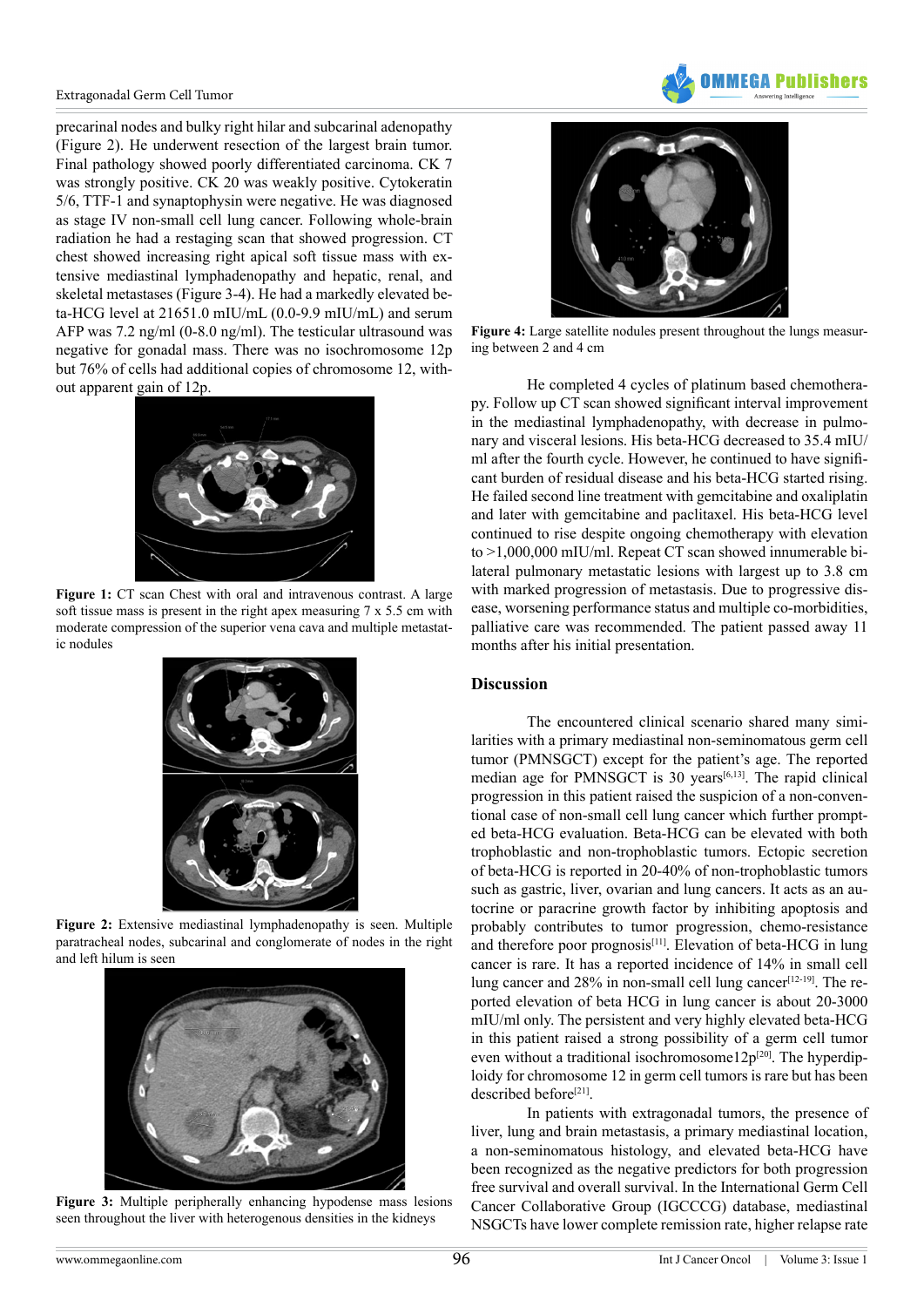precarinal nodes and bulky right hilar and subcarinal adenopathy (Figure 2). He underwent resection of the largest brain tumor. Final pathology showed poorly differentiated carcinoma. CK 7 was strongly positive. CK 20 was weakly positive. Cytokeratin 5/6, TTF-1 and synaptophysin were negative. He was diagnosed as stage IV non-small cell lung cancer. Following whole-brain radiation he had a restaging scan that showed progression. CT chest showed increasing right apical soft tissue mass with extensive mediastinal lymphadenopathy and hepatic, renal, and skeletal metastases (Figure 3-4). He had a markedly elevated beta-HCG level at 21651.0 mIU/mL (0.0-9.9 mIU/mL) and serum AFP was 7.2 ng/ml (0-8.0 ng/ml). The testicular ultrasound was negative for gonadal mass. There was no isochromosome 12p but 76% of cells had additional copies of chromosome 12, without apparent gain of 12p.

**Figure 1:** CT scan Chest with oral and intravenous contrast. A large soft tissue mass is present in the right apex measuring 7 x 5.5 cm with moderate compression of the superior vena cava and multiple metastatic nodules

**Figure 2:** Extensive mediastinal lymphadenopathy is seen. Multiple paratracheal nodes, subcarinal and conglomerate of nodes in the right and left hilum is seen

**Figure 3:** Multiple peripherally enhancing hypodense mass lesions seen throughout the liver with heterogenous densities in the kidneys

**Figure 4:** Large satellite nodules present throughout the lungs measuring between 2 and 4 cm

He completed 4 cycles of platinum based chemotherapy. Follow up CT scan showed significant interval improvement in the mediastinal lymphadenopathy, with decrease in pulmonary and visceral lesions. His beta-HCG decreased to 35.4 mIU/ml after the fourth cycle. However, he continued to have significant burden of residual disease and his beta-HCG started rising. He failed second line treatment with gemcitabine and oxaliplatin and later with gemcitabine and paclitaxel. His beta-HCG level continued to rise despite ongoing chemotherapy with elevation to >1,000,000 mIU/ml. Repeat CT scan showed innumerable bilateral pulmonary metastatic lesions with largest up to 3.8 cm with marked progression of metastasis. Due to progressive disease, worsening performance status and multiple co-morbidities, palliative care was recommended. The patient passed away 11 months after his initial presentation.

## Discussion

The encountered clinical scenario shared many similarities with a primary mediastinal non-seminomatous germ cell tumor (PMNSGCT) except for the patient's age. The reported median age for PMNSGCT is 30 years[6,13]. The rapid clinical progression in this patient raised the suspicion of a non-conventional case of non-small cell lung cancer which further prompted beta-HCG evaluation. Beta-HCG can be elevated with both trophoblastic and non-trophoblastic tumors. Ectopic secretion of beta-HCG is reported in 20-40% of non-trophoblastic tumors such as gastric, liver, ovarian and lung cancers. It acts as an autocrine or paracrine growth factor by inhibiting apoptosis and probably contributes to tumor progression, chemo-resistance and therefore poor prognosis[11]. Elevation of beta-HCG in lung cancer is rare. It has a reported incidence of 14% in small cell lung cancer and 28% in non-small cell lung cancer[12-19]. The reported elevation of beta HCG in lung cancer is about 20-3000 mIU/ml only. The persistent and very highly elevated beta-HCG in this patient raised a strong possibility of a germ cell tumor even without a traditional isochromosome12p[20]. The hyperdiploidy for chromosome 12 in germ cell tumors is rare but has been described before[21].

In patients with extragonadal tumors, the presence of liver, lung and brain metastasis, a primary mediastinal location, a non-seminomatous histology, and elevated beta-HCG have been recognized as the negative predictors for both progression free survival and overall survival. In the International Germ Cell Cancer Collaborative Group (IGCCCG) database, mediastinal NSGCTs have lower complete remission rate, higher relapse rate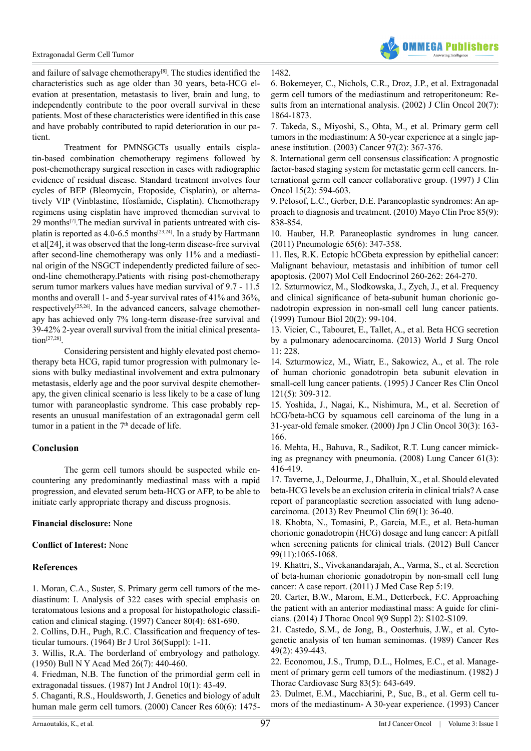and failure of salvage chemotherapy[8]. The studies identified the characteristics such as age older than 30 years, beta-HCG elevation at presentation, metastasis to liver, brain and lung, to independently contribute to the poor overall survival in these patients. Most of these characteristics were identified in this case and have probably contributed to rapid deterioration in our patient.

Treatment for PMNSGCTs usually entails cisplatin-based combination chemotherapy regimens followed by post-chemotherapy surgical resection in cases with radiographic evidence of residual disease. Standard treatment involves four cycles of BEP (Bleomycin, Etoposide, Cisplatin), or alternatively VIP (Vinblastine, Ifosfamide, Cisplatin). Chemotherapy regimens using cisplatin have improved themedian survival to 29 months[7].The median survival in patients untreated with cisplatin is reported as 4.0-6.5 months[23,24]. In a study by Hartmann et al[24], it was observed that the long-term disease-free survival after second-line chemotherapy was only 11% and a mediastinal origin of the NSGCT independently predicted failure of second-line chemotherapy.Patients with rising post-chemotherapy serum tumor markers values have median survival of 9.7 - 11.5 months and overall 1- and 5-year survival rates of 41% and 36%, respectively[25,26]. In the advanced cancers, salvage chemotherapy has achieved only 7% long-term disease-free survival and 39-42% 2-year overall survival from the initial clinical presentation[27,28].

Considering persistent and highly elevated post chemotherapy beta HCG, rapid tumor progression with pulmonary lesions with bulky mediastinal involvement and extra pulmonary metastasis, elderly age and the poor survival despite chemotherapy, the given clinical scenario is less likely to be a case of lung tumor with paraneoplastic syndrome. This case probably represents an unusual manifestation of an extragonadal germ cell tumor in a patient in the 7th decade of life.

## Conclusion

The germ cell tumors should be suspected while encountering any predominantly mediastinal mass with a rapid progression, and elevated serum beta-HCG or AFP, to be able to initiate early appropriate therapy and discuss prognosis.

**Financial disclosure:** None

**Conflict of Interest:** None

## References

1. Moran, C.A., Suster, S. Primary germ cell tumors of the mediastinum: I. Analysis of 322 cases with special emphasis on teratomatous lesions and a proposal for histopathologic classification and clinical staging. (1997) Cancer 80(4): 681-690.
2. Collins, D.H., Pugh, R.C. Classification and frequency of testicular tumours. (1964) Br J Urol 36(Suppl): 1-11.
3. Willis, R.A. The borderland of embryology and pathology. (1950) Bull N Y Acad Med 26(7): 440-460.
4. Friedman, N.B. The function of the primordial germ cell in extragonadal tissues. (1987) Int J Androl 10(1): 43-49.
5. Chaganti, R.S., Houldsworth, J. Genetics and biology of adult human male germ cell tumors. (2000) Cancer Res 60(6): 1475-1482.
6. Bokemeyer, C., Nichols, C.R., Droz, J.P., et al. Extragonadal germ cell tumors of the mediastinum and retroperitoneum: Results from an international analysis. (2002) J Clin Oncol 20(7): 1864-1873.
7. Takeda, S., Miyoshi, S., Ohta, M., et al. Primary germ cell tumors in the mediastinum: A 50-year experience at a single japanese institution. (2003) Cancer 97(2): 367-376.
8. International germ cell consensus classification: A prognostic factor-based staging system for metastatic germ cell cancers. International germ cell cancer collaborative group. (1997) J Clin Oncol 15(2): 594-603.
9. Pelosof, L.C., Gerber, D.E. Paraneoplastic syndromes: An approach to diagnosis and treatment. (2010) Mayo Clin Proc 85(9): 838-854.
10. Hauber, H.P. Paraneoplastic syndromes in lung cancer. (2011) Pneumologie 65(6): 347-358.
11. Iles, R.K. Ectopic hCGbeta expression by epithelial cancer: Malignant behaviour, metastasis and inhibition of tumor cell apoptosis. (2007) Mol Cell Endocrinol 260-262: 264-270.
12. Szturmowicz, M., Slodkowska, J., Zych, J., et al. Frequency and clinical significance of beta-subunit human chorionic gonadotropin expression in non-small cell lung cancer patients. (1999) Tumour Biol 20(2): 99-104.
13. Vicier, C., Tabouret, E., Tallet, A., et al. Beta HCG secretion by a pulmonary adenocarcinoma. (2013) World J Surg Oncol 11: 228.
14. Szturmowicz, M., Wiatr, E., Sakowicz, A., et al. The role of human chorionic gonadotropin beta subunit elevation in small-cell lung cancer patients. (1995) J Cancer Res Clin Oncol 121(5): 309-312.
15. Yoshida, J., Nagai, K., Nishimura, M., et al. Secretion of hCG/beta-hCG by squamous cell carcinoma of the lung in a 31-year-old female smoker. (2000) Jpn J Clin Oncol 30(3): 163-166.
16. Mehta, H., Bahuva, R., Sadikot, R.T. Lung cancer mimicking as pregnancy with pneumonia. (2008) Lung Cancer 61(3): 416-419.
17. Taverne, J., Delourme, J., Dhalluin, X., et al. Should elevated beta-HCG levels be an exclusion criteria in clinical trials? A case report of paraneoplastic secretion associated with lung adenocarcinoma. (2013) Rev Pneumol Clin 69(1): 36-40.
18. Khobta, N., Tomasini, P., Garcia, M.E., et al. Beta-human chorionic gonadotropin (HCG) dosage and lung cancer: A pitfall when screening patients for clinical trials. (2012) Bull Cancer 99(11):1065-1068.
19. Khattri, S., Vivekanandarajah, A., Varma, S., et al. Secretion of beta-human chorionic gonadotropin by non-small cell lung cancer: A case report. (2011) J Med Case Rep 5:19.
20. Carter, B.W., Marom, E.M., Detterbeck, F.C. Approaching the patient with an anterior mediastinal mass: A guide for clinicians. (2014) J Thorac Oncol 9(9 Suppl 2): S102-S109.
21. Castedo, S.M., de Jong, B., Oosterhuis, J.W., et al. Cytogenetic analysis of ten human seminomas. (1989) Cancer Res 49(2): 439-443.
22. Economou, J.S., Trump, D.L., Holmes, E.C., et al. Management of primary germ cell tumors of the mediastinum. (1982) J Thorac Cardiovasc Surg 83(5): 643-649.
23. Dulmet, E.M., Macchiarini, P., Suc, B., et al. Germ cell tumors of the mediastinum- A 30-year experience. (1993) Cancer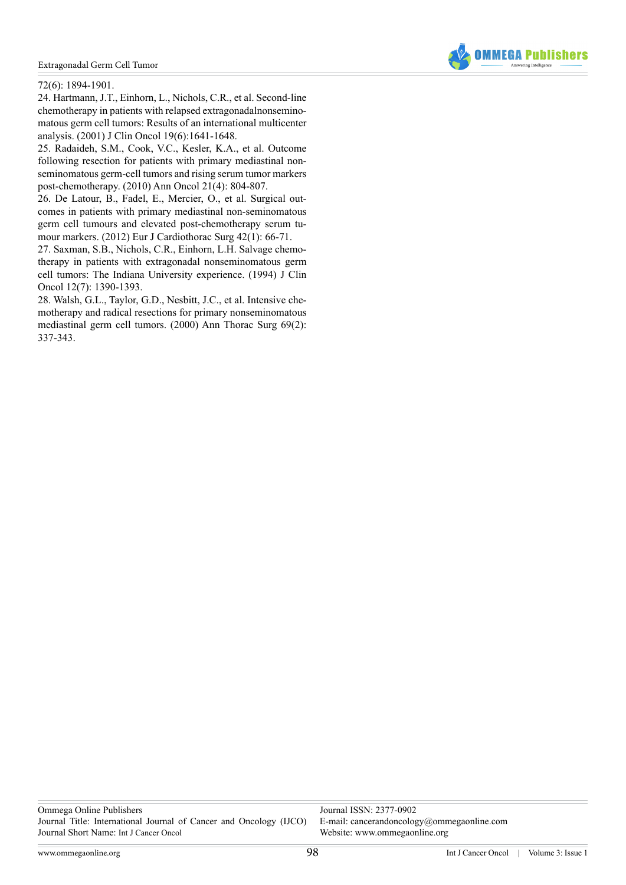72(6): 1894-1901.

24. Hartmann, J.T., Einhorn, L., Nichols, C.R., et al. Second-line chemotherapy in patients with relapsed extragonadalnonseminomatous germ cell tumors: Results of an international multicenter analysis. (2001) J Clin Oncol 19(6):1641-1648.

25. Radaideh, S.M., Cook, V.C., Kesler, K.A., et al. Outcome following resection for patients with primary mediastinal nonseminomatous germ-cell tumors and rising serum tumor markers post-chemotherapy. (2010) Ann Oncol 21(4): 804-807.

26. De Latour, B., Fadel, E., Mercier, O., et al. Surgical outcomes in patients with primary mediastinal non-seminomatous germ cell tumours and elevated post-chemotherapy serum tumour markers. (2012) Eur J Cardiothorac Surg 42(1): 66-71.

27. Saxman, S.B., Nichols, C.R., Einhorn, L.H. Salvage chemotherapy in patients with extragonadal nonseminomatous germ cell tumors: The Indiana University experience. (1994) J Clin Oncol 12(7): 1390-1393.

28. Walsh, G.L., Taylor, G.D., Nesbitt, J.C., et al. Intensive chemotherapy and radical resections for primary nonseminomatous mediastinal germ cell tumors. (2000) Ann Thorac Surg 69(2): 337-343.

Ommega Online Publishers
Journal Title: International Journal of Cancer and Oncology (IJCO)
Journal Short Name: Int J Cancer Oncol

Journal ISSN: 2377-0902
E-mail: cancerandoncology@ommegaonline.com
Website: www.ommegaonline.org